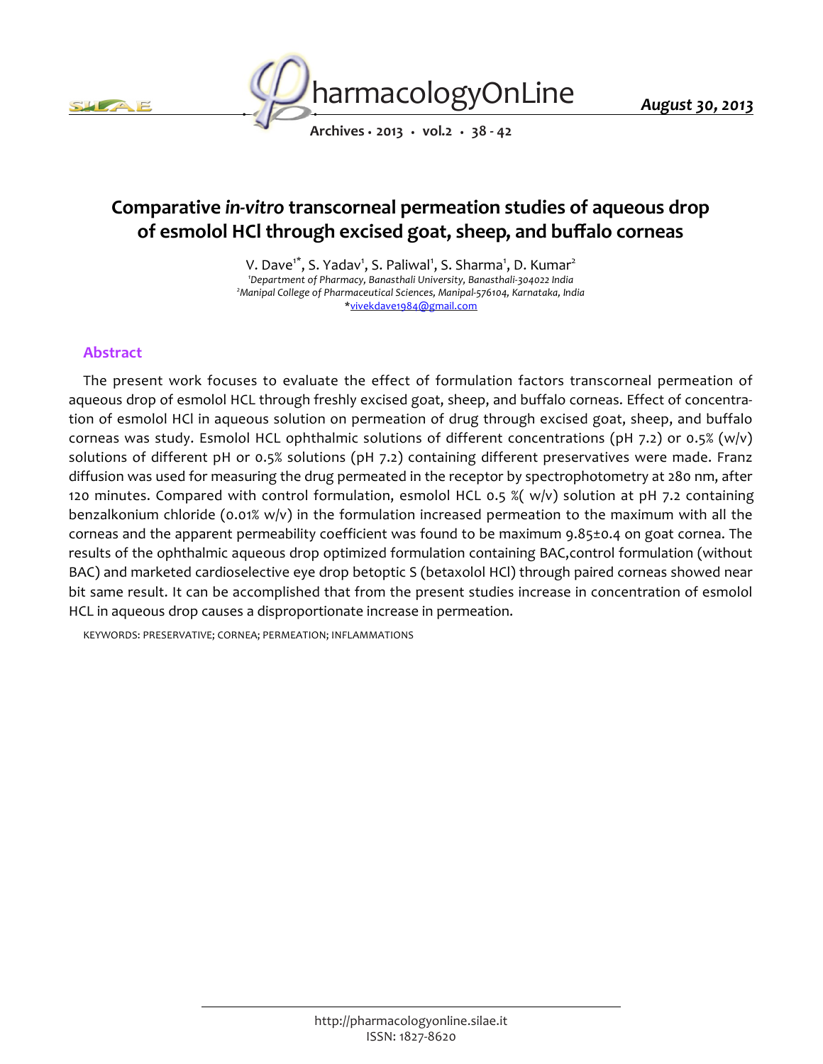# Comparative *in-vitro* transcorneal permeation studies of aqueous drop of esmolol HCl through excised goat, sheep, and buffalo corneas

V. Dave[1*], S. Yadav[1], S. Paliwal[1], S. Sharma[1], D. Kumar[2]

[1]*Department of Pharmacy, Banasthali University, Banasthali-304022 India*
[2]*Manipal College of Pharmaceutical Sciences, Manipal-576104, Karnataka, India*
*vivekdave1984@gmail.com

## Abstract

The present work focuses to evaluate the effect of formulation factors transcorneal permeation of aqueous drop of esmolol HCL through freshly excised goat, sheep, and buffalo corneas. Effect of concentration of esmolol HCl in aqueous solution on permeation of drug through excised goat, sheep, and buffalo corneas was study. Esmolol HCL ophthalmic solutions of different concentrations (pH 7.2) or 0.5% (w/v) solutions of different pH or 0.5% solutions (pH 7.2) containing different preservatives were made. Franz diffusion was used for measuring the drug permeated in the receptor by spectrophotometry at 280 nm, after 120 minutes. Compared with control formulation, esmolol HCL 0.5 %( w/v) solution at pH 7.2 containing benzalkonium chloride (0.01% w/v) in the formulation increased permeation to the maximum with all the corneas and the apparent permeability coefficient was found to be maximum 9.85±0.4 on goat cornea. The results of the ophthalmic aqueous drop optimized formulation containing BAC,control formulation (without BAC) and marketed cardioselective eye drop betoptic S (betaxolol HCl) through paired corneas showed near bit same result. It can be accomplished that from the present studies increase in concentration of esmolol HCL in aqueous drop causes a disproportionate increase in permeation.

KEYWORDS: PRESERVATIVE; CORNEA; PERMEATION; INFLAMMATIONS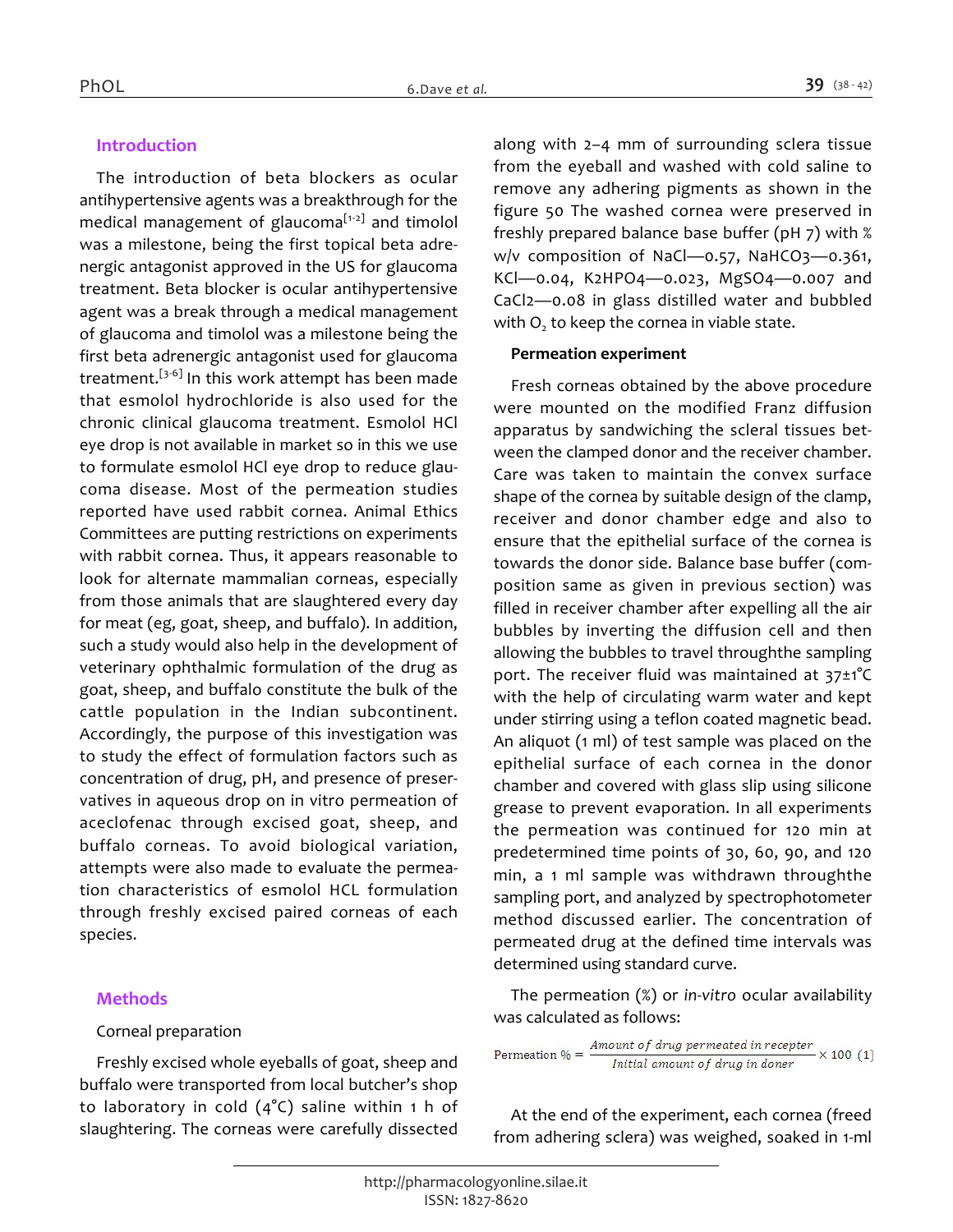## Introduction

The introduction of beta blockers as ocular antihypertensive agents was a breakthrough for the medical management of glaucoma[1-2] and timolol was a milestone, being the first topical beta adrenergic antagonist approved in the US for glaucoma treatment. Beta blocker is ocular antihypertensive agent was a break through a medical management of glaucoma and timolol was a milestone being the first beta adrenergic antagonist used for glaucoma treatment.[3-6] In this work attempt has been made that esmolol hydrochloride is also used for the chronic clinical glaucoma treatment. Esmolol HCl eye drop is not available in market so in this we use to formulate esmolol HCl eye drop to reduce glaucoma disease. Most of the permeation studies reported have used rabbit cornea. Animal Ethics Committees are putting restrictions on experiments with rabbit cornea. Thus, it appears reasonable to look for alternate mammalian corneas, especially from those animals that are slaughtered every day for meat (eg, goat, sheep, and buffalo). In addition, such a study would also help in the development of veterinary ophthalmic formulation of the drug as goat, sheep, and buffalo constitute the bulk of the cattle population in the Indian subcontinent. Accordingly, the purpose of this investigation was to study the effect of formulation factors such as concentration of drug, pH, and presence of preservatives in aqueous drop on in vitro permeation of aceclofenac through excised goat, sheep, and buffalo corneas. To avoid biological variation, attempts were also made to evaluate the permeation characteristics of esmolol HCL formulation through freshly excised paired corneas of each species.

## Methods

### Corneal preparation

Freshly excised whole eyeballs of goat, sheep and buffalo were transported from local butcher's shop to laboratory in cold (4°C) saline within 1 h of slaughtering. The corneas were carefully dissected along with 2–4 mm of surrounding sclera tissue from the eyeball and washed with cold saline to remove any adhering pigments as shown in the figure 50 The washed cornea were preserved in freshly prepared balance base buffer (pH 7) with % w/v composition of NaCl—0.57, $NaHCO_3$—0.361, KCl—0.04, $K_2HPO_4$—0.023, $MgSO_4$—0.007 and $CaCl_2$—0.08 in glass distilled water and bubbled with $O_2$ to keep the cornea in viable state.

### Permeation experiment

Fresh corneas obtained by the above procedure were mounted on the modified Franz diffusion apparatus by sandwiching the scleral tissues between the clamped donor and the receiver chamber. Care was taken to maintain the convex surface shape of the cornea by suitable design of the clamp, receiver and donor chamber edge and also to ensure that the epithelial surface of the cornea is towards the donor side. Balance base buffer (composition same as given in previous section) was filled in receiver chamber after expelling all the air bubbles by inverting the diffusion cell and then allowing the bubbles to travel throughthe sampling port. The receiver fluid was maintained at 37±1°C with the help of circulating warm water and kept under stirring using a teflon coated magnetic bead. An aliquot (1 ml) of test sample was placed on the epithelial surface of each cornea in the donor chamber and covered with glass slip using silicone grease to prevent evaporation. In all experiments the permeation was continued for 120 min at predetermined time points of 30, 60, 90, and 120 min, a 1 ml sample was withdrawn throughthe sampling port, and analyzed by spectrophotometer method discussed earlier. The concentration of permeated drug at the defined time intervals was determined using standard curve.

The permeation (%) or *in-vitro* ocular availability was calculated as follows:

$$\text{Permeation \%} = \frac{\text{Amount of drug permeated in recepter}}{\text{Initial amount of drug in doner}} \times 100 \quad (1)$$

At the end of the experiment, each cornea (freed from adhering sclera) was weighed, soaked in 1-ml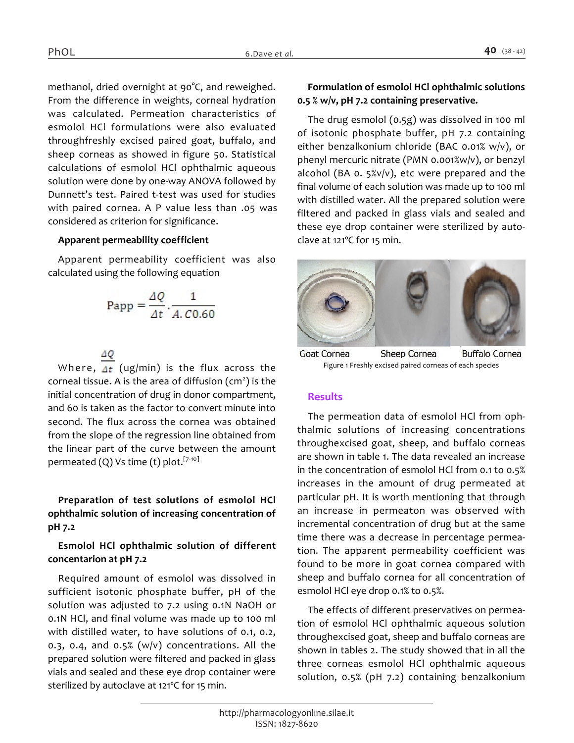methanol, dried overnight at 90°C, and reweighed. From the difference in weights, corneal hydration was calculated. Permeation characteristics of esmolol HCl formulations were also evaluated throughfreshly excised paired goat, buffalo, and sheep corneas as showed in figure 50. Statistical calculations of esmolol HCl ophthalmic aqueous solution were done by one-way ANOVA followed by Dunnett's test. Paired t-test was used for studies with paired cornea. A P value less than .05 was considered as criterion for significance.

**Apparent permeability coefficient**

Apparent permeability coefficient was also calculated using the following equation

$$\text{Papp} = \frac{\Delta Q}{\Delta t} \cdot \frac{1}{A.C0.60}$$

Where, $\frac{\Delta Q}{\Delta t}$ (ug/min) is the flux across the corneal tissue. A is the area of diffusion ($cm^2$) is the initial concentration of drug in donor compartment, and 60 is taken as the factor to convert minute into second. The flux across the cornea was obtained from the slope of the regression line obtained from the linear part of the curve between the amount permeated (Q) Vs time (t) plot.[7-10]

**Preparation of test solutions of esmolol HCl ophthalmic solution of increasing concentration of pH 7.2**

**Esmolol HCl ophthalmic solution of different concentarion at pH 7.2**

Required amount of esmolol was dissolved in sufficient isotonic phosphate buffer, pH of the solution was adjusted to 7.2 using 0.1N NaOH or 0.1N HCl, and final volume was made up to 100 ml with distilled water, to have solutions of 0.1, 0.2, 0.3, 0.4, and 0.5% (w/v) concentrations. All the prepared solution were filtered and packed in glass vials and sealed and these eye drop container were sterilized by autoclave at 121°C for 15 min.

**Formulation of esmolol HCl ophthalmic solutions 0.5 % w/v, pH 7.2 containing preservative.**

The drug esmolol (0.5g) was dissolved in 100 ml of isotonic phosphate buffer, pH 7.2 containing either benzalkonium chloride (BAC 0.01% w/v), or phenyl mercuric nitrate (PMN 0.001%w/v), or benzyl alcohol (BA 0. 5%v/v), etc were prepared and the final volume of each solution was made up to 100 ml with distilled water. All the prepared solution were filtered and packed in glass vials and sealed and these eye drop container were sterilized by auto-clave at 121°C for 15 min.

Goat Cornea Sheep Cornea Buffalo Cornea

Figure 1 Freshly excised paired corneas of each species

## Results

The permeation data of esmolol HCl from ophthalmic solutions of increasing concentrations throughexcised goat, sheep, and buffalo corneas are shown in table 1. The data revealed an increase in the concentration of esmolol HCl from 0.1 to 0.5% increases in the amount of drug permeated at particular pH. It is worth mentioning that through an increase in permeaton was observed with incremental concentration of drug but at the same time there was a decrease in percentage permeation. The apparent permeability coefficient was found to be more in goat cornea compared with sheep and buffalo cornea for all concentration of esmolol HCl eye drop 0.1% to 0.5%.

The effects of different preservatives on permeation of esmolol HCl ophthalmic aqueous solution throughexcised goat, sheep and buffalo corneas are shown in tables 2. The study showed that in all the three corneas esmolol HCl ophthalmic aqueous solution, 0.5% (pH 7.2) containing benzalkonium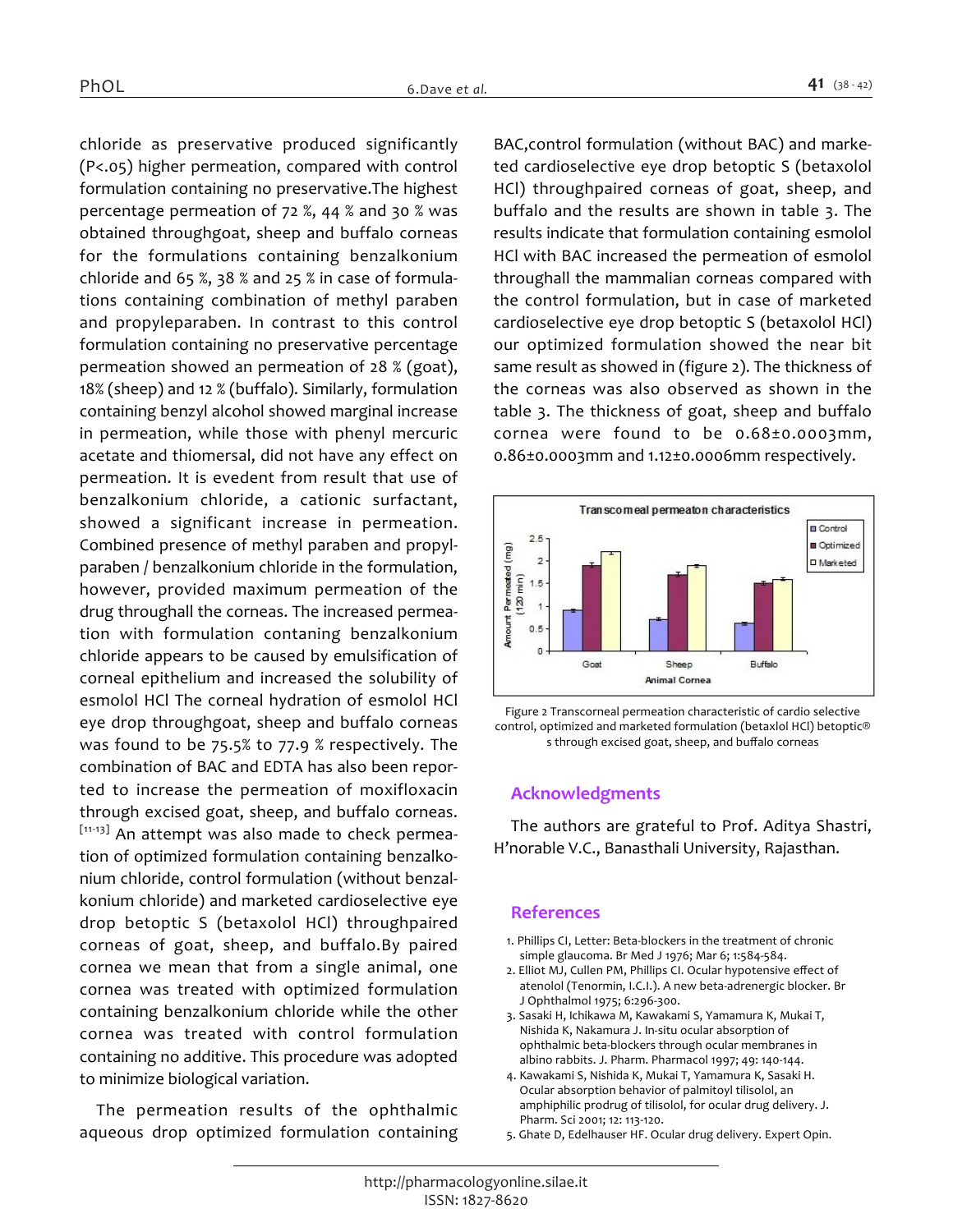chloride as preservative produced significantly ($P<.05$) higher permeation, compared with control formulation containing no preservative.The highest percentage permeation of 72 %, 44 % and 30 % was obtained throughgoat, sheep and buffalo corneas for the formulations containing benzalkonium chloride and 65 %, 38 % and 25 % in case of formulations containing combination of methyl paraben and propyleparaben. In contrast to this control formulation containing no preservative percentage permeation showed an permeation of 28 % (goat), 18% (sheep) and 12 % (buffalo). Similarly, formulation containing benzyl alcohol showed marginal increase in permeation, while those with phenyl mercuric acetate and thiomersal, did not have any effect on permeation. It is evedent from result that use of benzalkonium chloride, a cationic surfactant, showed a significant increase in permeation. Combined presence of methyl paraben and propylparaben / benzalkonium chloride in the formulation, however, provided maximum permeation of the drug throughall the corneas. The increased permeation with formulation contaning benzalkonium chloride appears to be caused by emulsification of corneal epithelium and increased the solubility of esmolol HCl The corneal hydration of esmolol HCl eye drop throughgoat, sheep and buffalo corneas was found to be 75.5% to 77.9 % respectively. The combination of BAC and EDTA has also been reported to increase the permeation of moxifloxacin through excised goat, sheep, and buffalo corneas.[11-13] An attempt was also made to check permeation of optimized formulation containing benzalkonium chloride, control formulation (without benzalkonium chloride) and marketed cardioselective eye drop betoptic S (betaxolol HCl) throughpaired corneas of goat, sheep, and buffalo.By paired cornea we mean that from a single animal, one cornea was treated with optimized formulation containing benzalkonium chloride while the other cornea was treated with control formulation containing no additive. This procedure was adopted to minimize biological variation.

The permeation results of the ophthalmic aqueous drop optimized formulation containing BAC,control formulation (without BAC) and marketed cardioselective eye drop betoptic S (betaxolol HCl) throughpaired corneas of goat, sheep, and buffalo and the results are shown in table 3. The results indicate that formulation containing esmolol HCl with BAC increased the permeation of esmolol throughall the mammalian corneas compared with the control formulation, but in case of marketed cardioselective eye drop betoptic S (betaxolol HCl) our optimized formulation showed the near bit same result as showed in (figure 2). The thickness of the corneas was also observed as shown in the table 3. The thickness of goat, sheep and buffalo cornea were found to be 0.68±0.0003mm, 0.86±0.0003mm and 1.12±0.0006mm respectively.

Figure 2 Transcorneal permeation characteristic of cardio selective control, optimized and marketed formulation (betaxlol HCl) betoptic® s through excised goat, sheep, and buffalo corneas

## Acknowledgments

The authors are grateful to Prof. Aditya Shastri, H'norable V.C., Banasthali University, Rajasthan.

## References

1. Phillips CI, Letter: Beta-blockers in the treatment of chronic simple glaucoma. Br Med J 1976; Mar 6; 1:584-584.
2. Elliot MJ, Cullen PM, Phillips CI. Ocular hypotensive effect of atenolol (Tenormin, I.C.I.). A new beta-adrenergic blocker. Br J Ophthalmol 1975; 6:296-300.
3. Sasaki H, Ichikawa M, Kawakami S, Yamamura K, Mukai T, Nishida K, Nakamura J. In-situ ocular absorption of ophthalmic beta-blockers through ocular membranes in albino rabbits. J. Pharm. Pharmacol 1997; 49: 140-144.
4. Kawakami S, Nishida K, Mukai T, Yamamura K, Sasaki H. Ocular absorption behavior of palmitoyl tilisolol, an amphiphilic prodrug of tilisolol, for ocular drug delivery. J. Pharm. Sci 2001; 12: 113-120.
5. Ghate D, Edelhauser HF. Ocular drug delivery. Expert Opin.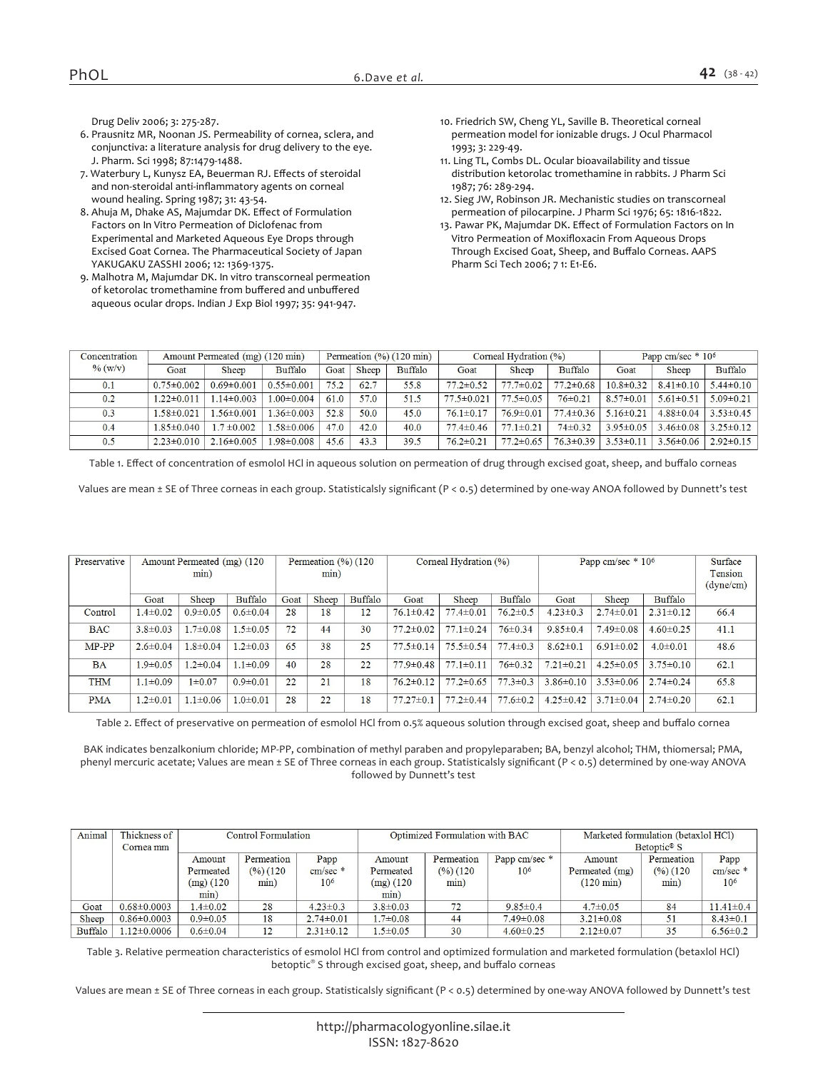Drug Deliv 2006; 3: 275-287.

6. Prausnitz MR, Noonan JS. Permeability of cornea, sclera, and conjunctiva: a literature analysis for drug delivery to the eye. J. Pharm. Sci 1998; 87:1479-1488.
7. Waterbury L, Kunysz EA, Beuerman RJ. Effects of steroidal and non-steroidal anti-inflammatory agents on corneal wound healing. Spring 1987; 31: 43-54.
8. Ahuja M, Dhake AS, Majumdar DK. Effect of Formulation Factors on In Vitro Permeation of Diclofenac from Experimental and Marketed Aqueous Eye Drops through Excised Goat Cornea. The Pharmaceutical Society of Japan YAKUGAKU ZASSHI 2006; 12: 1369-1375.
9. Malhotra M, Majumdar DK. In vitro transcorneal permeation of ketorolac tromethamine from buffered and unbuffered aqueous ocular drops. Indian J Exp Biol 1997; 35: 941-947.
10. Friedrich SW, Cheng YL, Saville B. Theoretical corneal permeation model for ionizable drugs. J Ocul Pharmacol 1993; 3: 229-49.
11. Ling TL, Combs DL. Ocular bioavailability and tissue distribution ketorolac tromethamine in rabbits. J Pharm Sci 1987; 76: 289-294.
12. Sieg JW, Robinson JR. Mechanistic studies on transcorneal permeation of pilocarpine. J Pharm Sci 1976; 65: 1816-1822.
13. Pawar PK, Majumdar DK. Effect of Formulation Factors on In Vitro Permeation of Moxifloxacin From Aqueous Drops Through Excised Goat, Sheep, and Buffalo Corneas. AAPS Pharm Sci Tech 2006; 7 1: E1-E6.

| Concentration % (w/v) | Amount Permeated (mg) (120 min) | | | Permeation (%) (120 min) | | | Corneal Hydration (%) | | | Papp cm/sec * $10^6$ | | |
|---|---|---|---|---|---|---|---|---|---|---|---|---|
| | Goat | Sheep | Buffalo | Goat | Sheep | Buffalo | Goat | Sheep | Buffalo | Goat | Sheep | Buffalo |
| 0.1 | 0.75±0.002 | 0.69±0.001 | 0.55±0.001 | 75.2 | 62.7 | 55.8 | 77.2±0.52 | 77.7±0.02 | 77.2±0.68 | 10.8±0.32 | 8.41±0.10 | 5.44±0.10 |
| 0.2 | 1.22±0.011 | 1.14±0.003 | 1.00±0.004 | 61.0 | 57.0 | 51.5 | 77.5±0.021 | 77.5±0.05 | 76±0.21 | 8.57±0.01 | 5.61±0.51 | 5.09±0.21 |
| 0.3 | 1.58±0.021 | 1.56±0.001 | 1.36±0.003 | 52.8 | 50.0 | 45.0 | 76.1±0.17 | 76.9±0.01 | 77.4±0.36 | 5.16±0.21 | 4.88±0.04 | 3.53±0.45 |
| 0.4 | 1.85±0.040 | 1.7 ±0.002 | 1.58±0.006 | 47.0 | 42.0 | 40.0 | 77.4±0.46 | 77.1±0.21 | 74±0.32 | 3.95±0.05 | 3.46±0.08 | 3.25±0.12 |
| 0.5 | 2.23±0.010 | 2.16±0.005 | 1.98±0.008 | 45.6 | 43.3 | 39.5 | 76.2±0.21 | 77.2±0.65 | 76.3±0.39 | 3.53±0.11 | 3.56±0.06 | 2.92±0.15 |

Table 1. Effect of concentration of esmolol HCl in aqueous solution on permeation of drug through excised goat, sheep, and buffalo corneas

Values are mean ± SE of Three corneas in each group. Statisticalsly significant (P < 0.5) determined by one-way ANOA followed by Dunnett's test

| Preservative | Amount Permeated (mg) (120 min) | | | Permeation (%) (120 min) | | | Corneal Hydration (%) | | | Papp cm/sec * $10^6$ | | | Surface Tension (dyne/cm) |
|---|---|---|---|---|---|---|---|---|---|---|---|---|---|
| | Goat | Sheep | Buffalo | Goat | Sheep | Buffalo | Goat | Sheep | Buffalo | Goat | Sheep | Buffalo | |
| Control | 1.4±0.02 | 0.9±0.05 | 0.6±0.04 | 28 | 18 | 12 | 76.1±0.42 | 77.4±0.01 | 76.2±0.5 | 4.23±0.3 | 2.74±0.01 | 2.31±0.12 | 66.4 |
| BAC | 3.8±0.03 | 1.7±0.08 | 1.5±0.05 | 72 | 44 | 30 | 77.2±0.02 | 77.1±0.24 | 76±0.34 | 9.85±0.4 | 7.49±0.08 | 4.60±0.25 | 41.1 |
| MP-PP | 2.6±0.04 | 1.8±0.04 | 1.2±0.03 | 65 | 38 | 25 | 77.5±0.14 | 75.5±0.54 | 77.4±0.3 | 8.62±0.1 | 6.91±0.02 | 4.0±0.01 | 48.6 |
| BA | 1.9±0.05 | 1.2±0.04 | 1.1±0.09 | 40 | 28 | 22 | 77.9±0.48 | 77.1±0.11 | 76±0.32 | 7.21±0.21 | 4.25±0.05 | 3.75±0.10 | 62.1 |
| THM | 1.1±0.09 | 1±0.07 | 0.9±0.01 | 22 | 21 | 18 | 76.2±0.12 | 77.2±0.65 | 77.3±0.3 | 3.86±0.10 | 3.53±0.06 | 2.74±0.24 | 65.8 |
| PMA | 1.2±0.01 | 1.1±0.06 | 1.0±0.01 | 28 | 22 | 18 | 77.27±0.1 | 77.2±0.44 | 77.6±0.2 | 4.25±0.42 | 3.71±0.04 | 2.74±0.20 | 62.1 |

Table 2. Effect of preservative on permeation of esmolol HCl from 0.5% aqueous solution through excised goat, sheep and buffalo cornea

BAK indicates benzalkonium chloride; MP-PP, combination of methyl paraben and propyleparaben; BA, benzyl alcohol; THM, thiomersal; PMA, phenyl mercuric acetate; Values are mean ± SE of Three corneas in each group. Statisticalsly significant (P < 0.5) determined by one-way ANOVA followed by Dunnett's test

| Animal | Thickness of Cornea mm | Control Formulation | | | Optimized Formulation with BAC | | | Marketed formulation (betaxlol HCl) Betoptic® S | | |
|---|---|---|---|---|---|---|---|---|---|---|
| | | Amount Permeated (mg) (120 min) | Permeation (%) (120 min) | Papp cm/sec * $10^6$ | Amount Permeated (mg) (120 min) | Permeation (%) (120 min) | Papp cm/sec * $10^6$ | Amount Permeated (mg) (120 min) | Permeation (%) (120 min) | Papp cm/sec * $10^6$ |
| Goat | 0.68±0.0003 | 1.4±0.02 | 28 | 4.23±0.3 | 3.8±0.03 | 72 | 9.85±0.4 | 4.7±0.05 | 84 | 11.41±0.4 |
| Sheep | 0.86±0.0003 | 0.9±0.05 | 18 | 2.74±0.01 | 1.7±0.08 | 44 | 7.49±0.08 | 3.21±0.08 | 51 | 8.43±0.1 |
| Buffalo | 1.12±0.0006 | 0.6±0.04 | 12 | 2.31±0.12 | 1.5±0.05 | 30 | 4.60±0.25 | 2.12±0.07 | 35 | 6.56±0.2 |

Table 3. Relative permeation characteristics of esmolol HCl from control and optimized formulation and marketed formulation (betaxlol HCl) betoptic® S through excised goat, sheep, and buffalo corneas

Values are mean ± SE of Three corneas in each group. Statisticalsly significant (P < 0.5) determined by one-way ANOVA followed by Dunnett's test

http://pharmacologyonline.silae.it
ISSN: 1827-8620